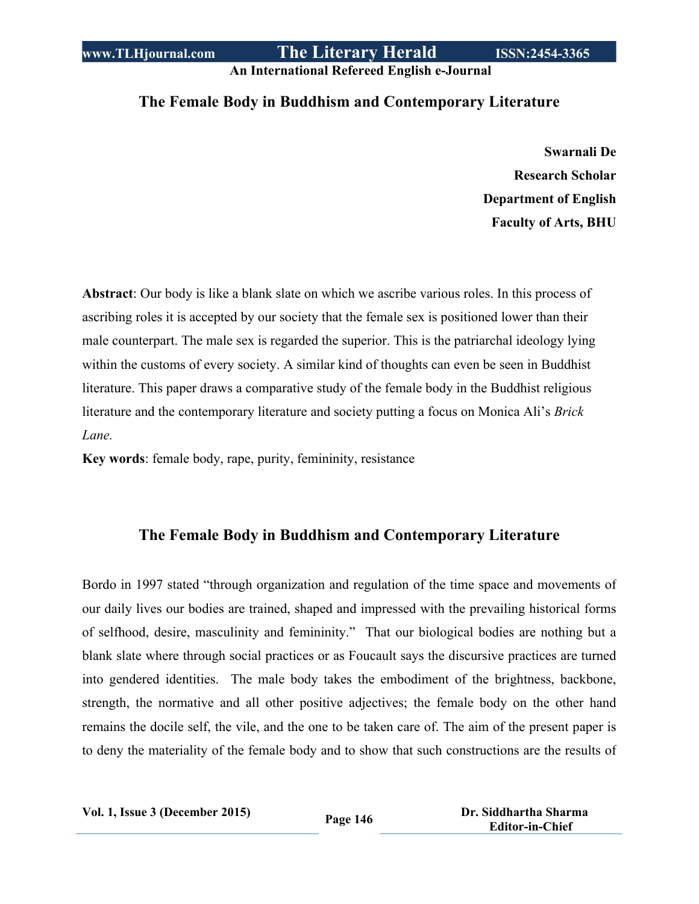# The Female Body in Buddhism and Contemporary Literature

**Swarnali De**
**Research Scholar**
**Department of English**
**Faculty of Arts, BHU**

**Abstract**: Our body is like a blank slate on which we ascribe various roles. In this process of ascribing roles it is accepted by our society that the female sex is positioned lower than their male counterpart. The male sex is regarded the superior. This is the patriarchal ideology lying within the customs of every society. A similar kind of thoughts can even be seen in Buddhist literature. This paper draws a comparative study of the female body in the Buddhist religious literature and the contemporary literature and society putting a focus on Monica Ali's *Brick Lane.*

**Key words**: female body, rape, purity, femininity, resistance

## The Female Body in Buddhism and Contemporary Literature

Bordo in 1997 stated "through organization and regulation of the time space and movements of our daily lives our bodies are trained, shaped and impressed with the prevailing historical forms of selfhood, desire, masculinity and femininity." That our biological bodies are nothing but a blank slate where through social practices or as Foucault says the discursive practices are turned into gendered identities. The male body takes the embodiment of the brightness, backbone, strength, the normative and all other positive adjectives; the female body on the other hand remains the docile self, the vile, and the one to be taken care of. The aim of the present paper is to deny the materiality of the female body and to show that such constructions are the results of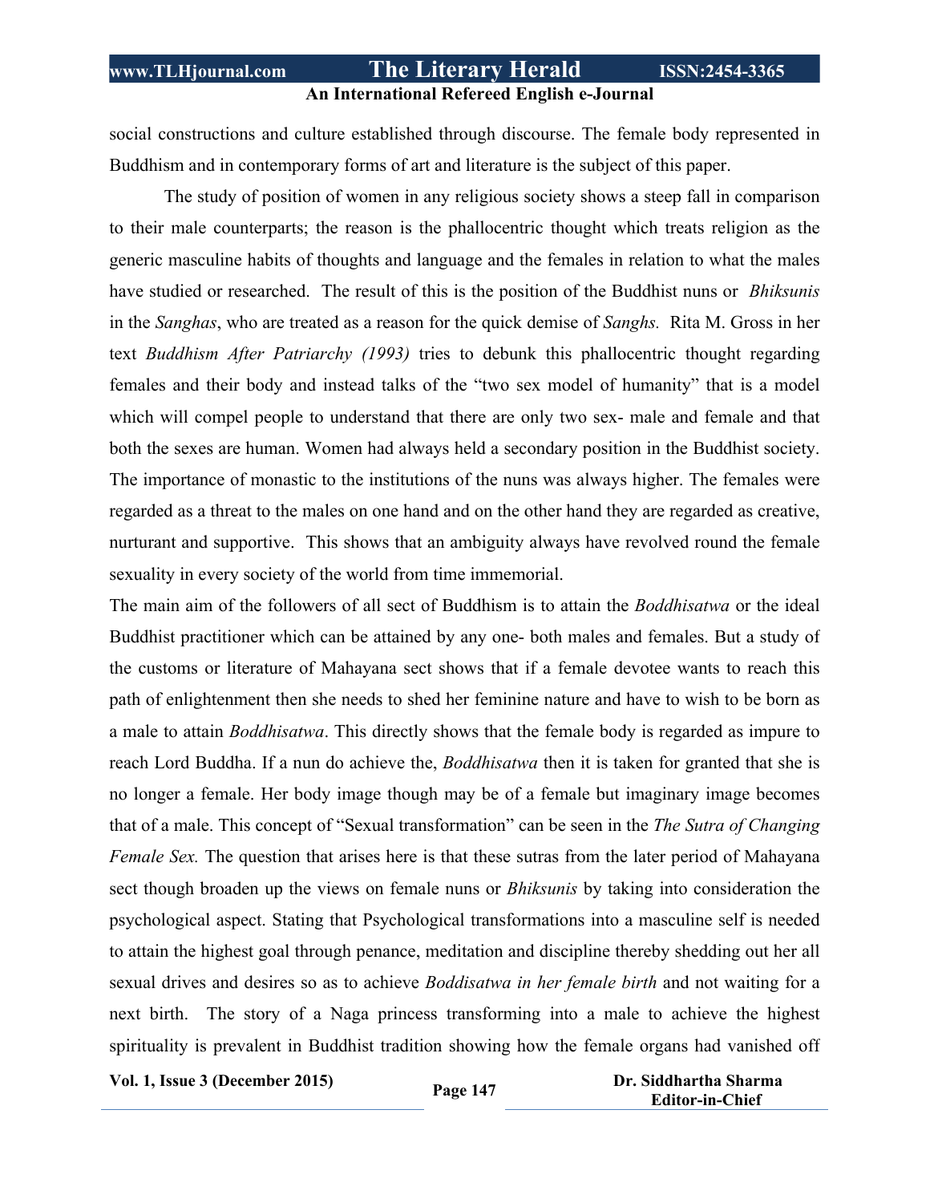social constructions and culture established through discourse. The female body represented in Buddhism and in contemporary forms of art and literature is the subject of this paper.

The study of position of women in any religious society shows a steep fall in comparison to their male counterparts; the reason is the phallocentric thought which treats religion as the generic masculine habits of thoughts and language and the females in relation to what the males have studied or researched. The result of this is the position of the Buddhist nuns or *Bhiksunis* in the *Sanghas*, who are treated as a reason for the quick demise of *Sanghs.* Rita M. Gross in her text *Buddhism After Patriarchy (1993)* tries to debunk this phallocentric thought regarding females and their body and instead talks of the "two sex model of humanity" that is a model which will compel people to understand that there are only two sex- male and female and that both the sexes are human. Women had always held a secondary position in the Buddhist society. The importance of monastic to the institutions of the nuns was always higher. The females were regarded as a threat to the males on one hand and on the other hand they are regarded as creative, nurturant and supportive. This shows that an ambiguity always have revolved round the female sexuality in every society of the world from time immemorial.

The main aim of the followers of all sect of Buddhism is to attain the *Boddhisatwa* or the ideal Buddhist practitioner which can be attained by any one- both males and females. But a study of the customs or literature of Mahayana sect shows that if a female devotee wants to reach this path of enlightenment then she needs to shed her feminine nature and have to wish to be born as a male to attain *Boddhisatwa*. This directly shows that the female body is regarded as impure to reach Lord Buddha. If a nun do achieve the, *Boddhisatwa* then it is taken for granted that she is no longer a female. Her body image though may be of a female but imaginary image becomes that of a male. This concept of "Sexual transformation" can be seen in the *The Sutra of Changing Female Sex.* The question that arises here is that these sutras from the later period of Mahayana sect though broaden up the views on female nuns or *Bhiksunis* by taking into consideration the psychological aspect. Stating that Psychological transformations into a masculine self is needed to attain the highest goal through penance, meditation and discipline thereby shedding out her all sexual drives and desires so as to achieve *Boddisatwa in her female birth* and not waiting for a next birth. The story of a Naga princess transforming into a male to achieve the highest spirituality is prevalent in Buddhist tradition showing how the female organs had vanished off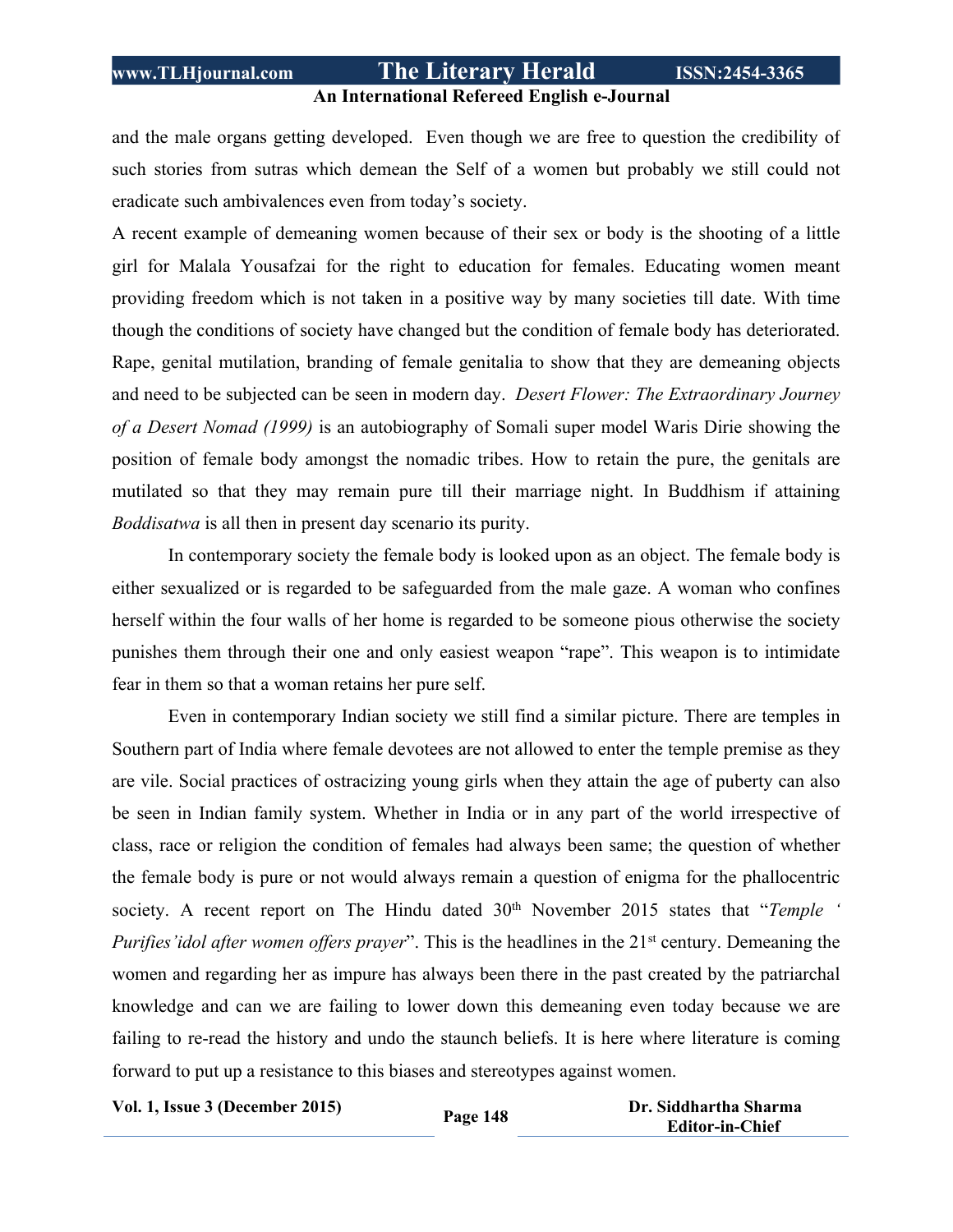and the male organs getting developed.  Even though we are free to question the credibility of such stories from sutras which demean the Self of a women but probably we still could not eradicate such ambivalences even from today's society.

A recent example of demeaning women because of their sex or body is the shooting of a little girl for Malala Yousafzai for the right to education for females. Educating women meant providing freedom which is not taken in a positive way by many societies till date. With time though the conditions of society have changed but the condition of female body has deteriorated. Rape, genital mutilation, branding of female genitalia to show that they are demeaning objects and need to be subjected can be seen in modern day. *Desert Flower: The Extraordinary Journey of a Desert Nomad (1999)* is an autobiography of Somali super model Waris Dirie showing the position of female body amongst the nomadic tribes. How to retain the pure, the genitals are mutilated so that they may remain pure till their marriage night. In Buddhism if attaining *Boddisatwa* is all then in present day scenario its purity.

In contemporary society the female body is looked upon as an object. The female body is either sexualized or is regarded to be safeguarded from the male gaze. A woman who confines herself within the four walls of her home is regarded to be someone pious otherwise the society punishes them through their one and only easiest weapon "rape". This weapon is to intimidate fear in them so that a woman retains her pure self.

Even in contemporary Indian society we still find a similar picture. There are temples in Southern part of India where female devotees are not allowed to enter the temple premise as they are vile. Social practices of ostracizing young girls when they attain the age of puberty can also be seen in Indian family system. Whether in India or in any part of the world irrespective of class, race or religion the condition of females had always been same; the question of whether the female body is pure or not would always remain a question of enigma for the phallocentric society. A recent report on The Hindu dated 30th November 2015 states that "*Temple ' Purifies'idol after women offers prayer*". This is the headlines in the 21st century. Demeaning the women and regarding her as impure has always been there in the past created by the patriarchal knowledge and can we are failing to lower down this demeaning even today because we are failing to re-read the history and undo the staunch beliefs. It is here where literature is coming forward to put up a resistance to this biases and stereotypes against women.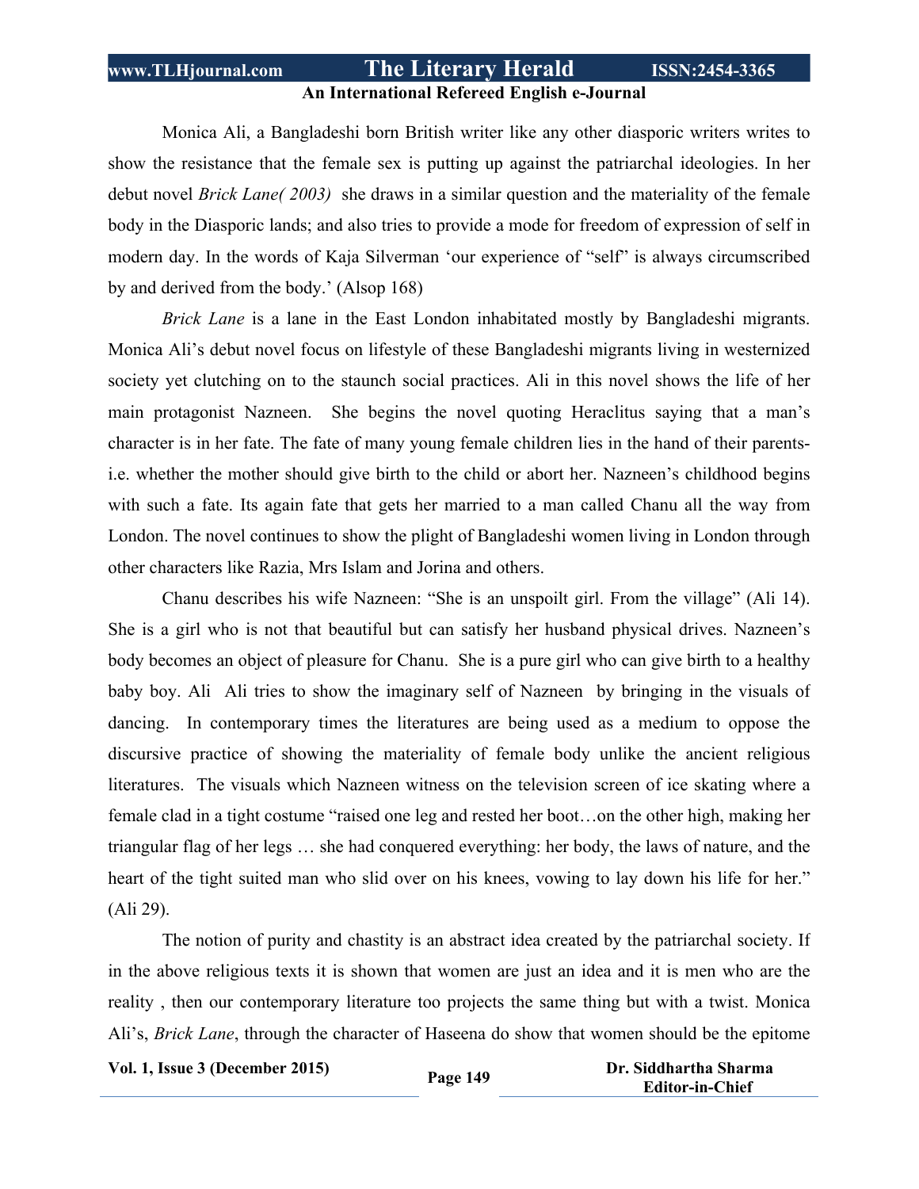Monica Ali, a Bangladeshi born British writer like any other diasporic writers writes to show the resistance that the female sex is putting up against the patriarchal ideologies. In her debut novel *Brick Lane( 2003)* she draws in a similar question and the materiality of the female body in the Diasporic lands; and also tries to provide a mode for freedom of expression of self in modern day. In the words of Kaja Silverman 'our experience of "self" is always circumscribed by and derived from the body.' (Alsop 168)

*Brick Lane* is a lane in the East London inhabitated mostly by Bangladeshi migrants. Monica Ali's debut novel focus on lifestyle of these Bangladeshi migrants living in westernized society yet clutching on to the staunch social practices. Ali in this novel shows the life of her main protagonist Nazneen. She begins the novel quoting Heraclitus saying that a man's character is in her fate. The fate of many young female children lies in the hand of their parents- i.e. whether the mother should give birth to the child or abort her. Nazneen's childhood begins with such a fate. Its again fate that gets her married to a man called Chanu all the way from London. The novel continues to show the plight of Bangladeshi women living in London through other characters like Razia, Mrs Islam and Jorina and others.

Chanu describes his wife Nazneen: "She is an unspoilt girl. From the village" (Ali 14). She is a girl who is not that beautiful but can satisfy her husband physical drives. Nazneen's body becomes an object of pleasure for Chanu. She is a pure girl who can give birth to a healthy baby boy. Ali Ali tries to show the imaginary self of Nazneen by bringing in the visuals of dancing. In contemporary times the literatures are being used as a medium to oppose the discursive practice of showing the materiality of female body unlike the ancient religious literatures. The visuals which Nazneen witness on the television screen of ice skating where a female clad in a tight costume "raised one leg and rested her boot…on the other high, making her triangular flag of her legs … she had conquered everything: her body, the laws of nature, and the heart of the tight suited man who slid over on his knees, vowing to lay down his life for her." (Ali 29).

The notion of purity and chastity is an abstract idea created by the patriarchal society. If in the above religious texts it is shown that women are just an idea and it is men who are the reality , then our contemporary literature too projects the same thing but with a twist. Monica Ali's, *Brick Lane*, through the character of Haseena do show that women should be the epitome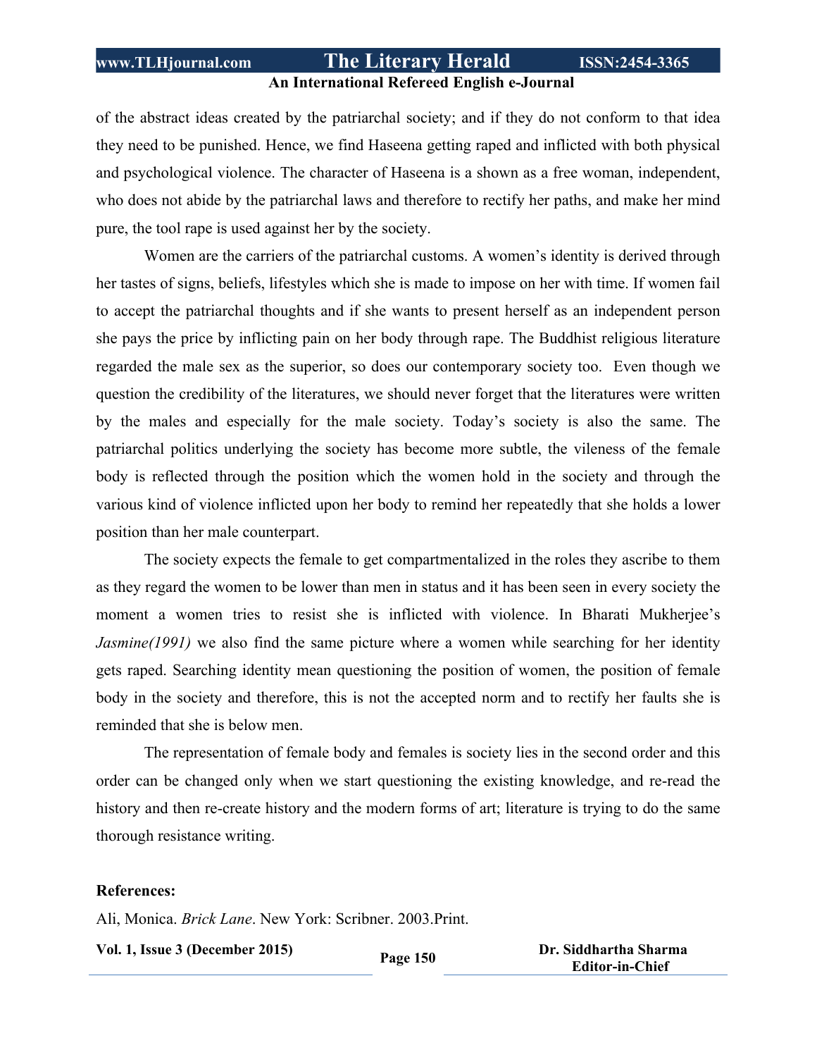of the abstract ideas created by the patriarchal society; and if they do not conform to that idea they need to be punished. Hence, we find Haseena getting raped and inflicted with both physical and psychological violence. The character of Haseena is a shown as a free woman, independent, who does not abide by the patriarchal laws and therefore to rectify her paths, and make her mind pure, the tool rape is used against her by the society.

Women are the carriers of the patriarchal customs. A women's identity is derived through her tastes of signs, beliefs, lifestyles which she is made to impose on her with time. If women fail to accept the patriarchal thoughts and if she wants to present herself as an independent person she pays the price by inflicting pain on her body through rape. The Buddhist religious literature regarded the male sex as the superior, so does our contemporary society too. Even though we question the credibility of the literatures, we should never forget that the literatures were written by the males and especially for the male society. Today's society is also the same. The patriarchal politics underlying the society has become more subtle, the vileness of the female body is reflected through the position which the women hold in the society and through the various kind of violence inflicted upon her body to remind her repeatedly that she holds a lower position than her male counterpart.

The society expects the female to get compartmentalized in the roles they ascribe to them as they regard the women to be lower than men in status and it has been seen in every society the moment a women tries to resist she is inflicted with violence. In Bharati Mukherjee's *Jasmine(1991)* we also find the same picture where a women while searching for her identity gets raped. Searching identity mean questioning the position of women, the position of female body in the society and therefore, this is not the accepted norm and to rectify her faults she is reminded that she is below men.

The representation of female body and females is society lies in the second order and this order can be changed only when we start questioning the existing knowledge, and re-read the history and then re-create history and the modern forms of art; literature is trying to do the same thorough resistance writing.

**References:**

Ali, Monica. *Brick Lane*. New York: Scribner. 2003.Print.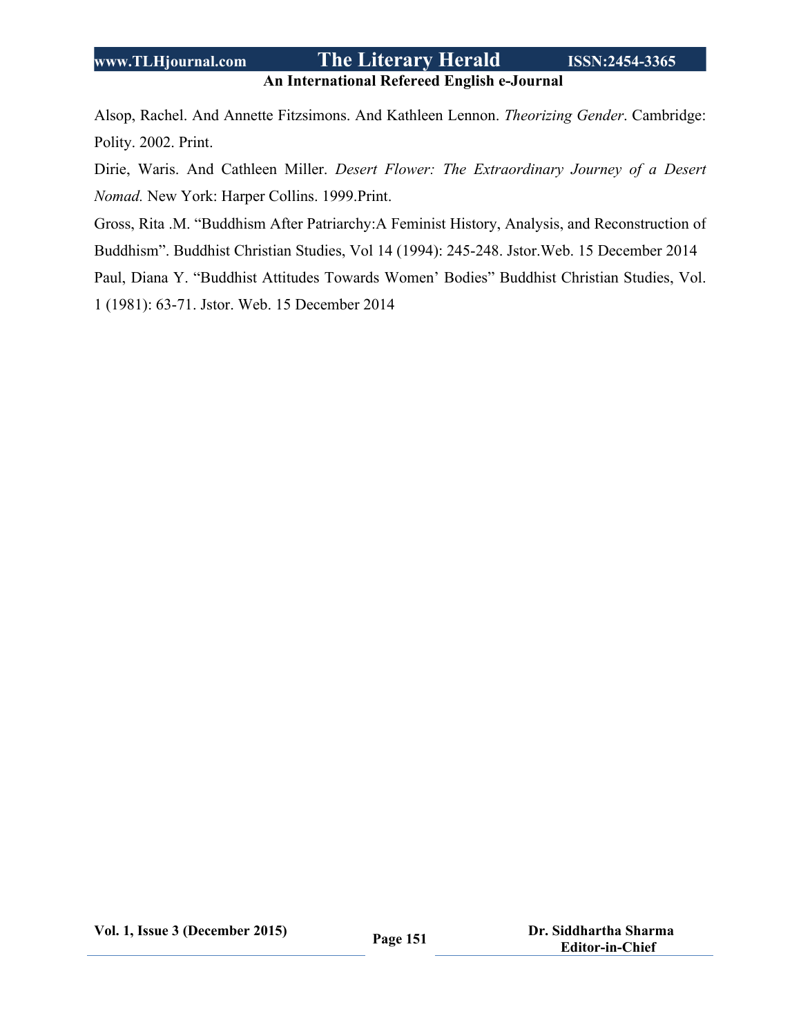Alsop, Rachel. And Annette Fitzsimons. And Kathleen Lennon. *Theorizing Gender*. Cambridge: Polity. 2002. Print.

Dirie, Waris. And Cathleen Miller. *Desert Flower: The Extraordinary Journey of a Desert Nomad.* New York: Harper Collins. 1999.Print.

Gross, Rita .M. "Buddhism After Patriarchy:A Feminist History, Analysis, and Reconstruction of Buddhism". Buddhist Christian Studies, Vol 14 (1994): 245-248. Jstor.Web. 15 December 2014

Paul, Diana Y. "Buddhist Attitudes Towards Women' Bodies" Buddhist Christian Studies, Vol. 1 (1981): 63-71. Jstor. Web. 15 December 2014